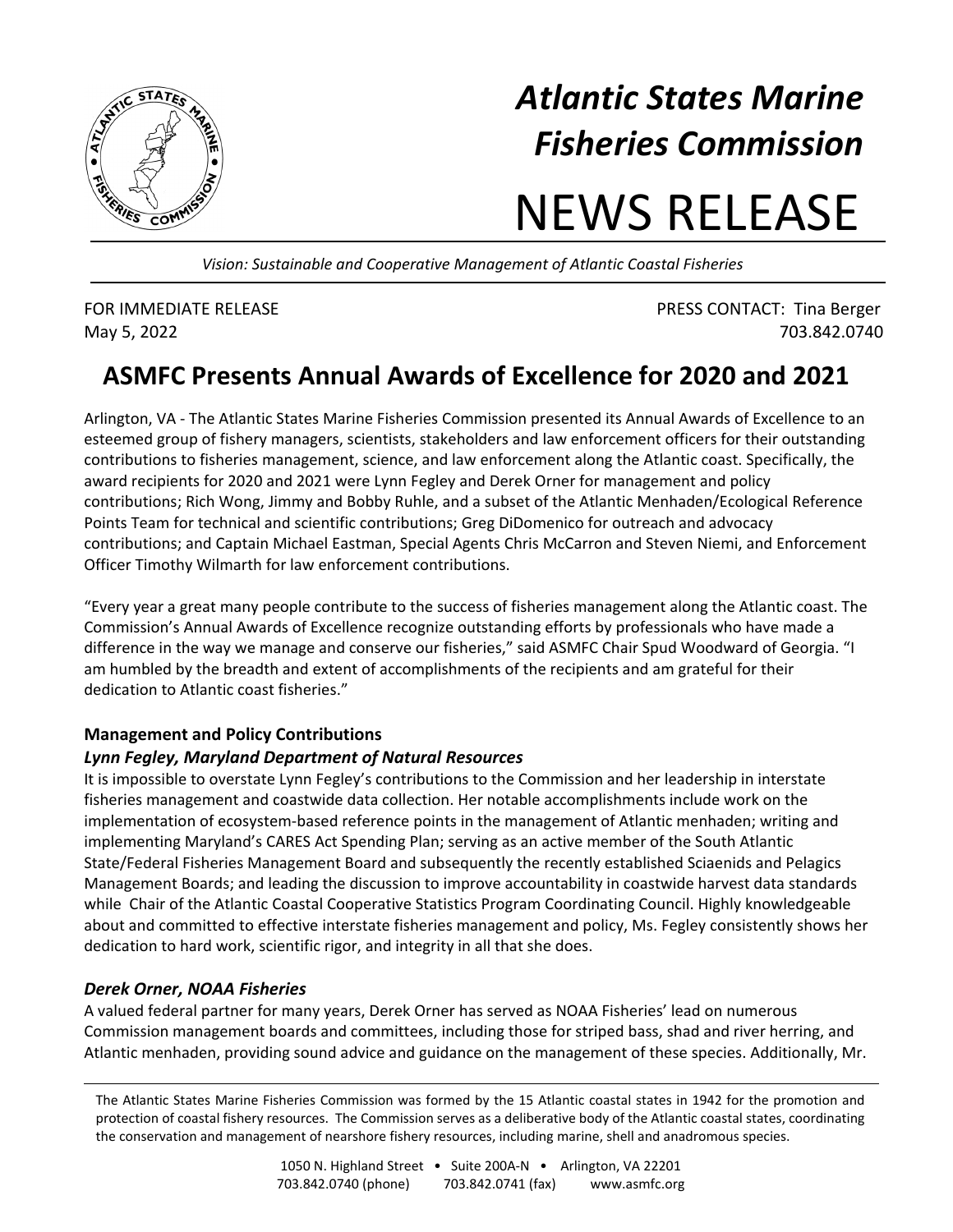# Atlantic States Marine Fisheries Commission

# NEWS RELEASE

*Vision: Sustainable and Cooperative Management of Atlantic Coastal Fisheries*

FOR IMMEDIATE RELEASE
May 5, 2022

PRESS CONTACT: Tina Berger
703.842.0740

## ASMFC Presents Annual Awards of Excellence for 2020 and 2021

Arlington, VA - The Atlantic States Marine Fisheries Commission presented its Annual Awards of Excellence to an esteemed group of fishery managers, scientists, stakeholders and law enforcement officers for their outstanding contributions to fisheries management, science, and law enforcement along the Atlantic coast. Specifically, the award recipients for 2020 and 2021 were Lynn Fegley and Derek Orner for management and policy contributions; Rich Wong, Jimmy and Bobby Ruhle, and a subset of the Atlantic Menhaden/Ecological Reference Points Team for technical and scientific contributions; Greg DiDomenico for outreach and advocacy contributions; and Captain Michael Eastman, Special Agents Chris McCarron and Steven Niemi, and Enforcement Officer Timothy Wilmarth for law enforcement contributions.

"Every year a great many people contribute to the success of fisheries management along the Atlantic coast. The Commission's Annual Awards of Excellence recognize outstanding efforts by professionals who have made a difference in the way we manage and conserve our fisheries," said ASMFC Chair Spud Woodward of Georgia. "I am humbled by the breadth and extent of accomplishments of the recipients and am grateful for their dedication to Atlantic coast fisheries."

### Management and Policy Contributions

#### *Lynn Fegley, Maryland Department of Natural Resources*

It is impossible to overstate Lynn Fegley's contributions to the Commission and her leadership in interstate fisheries management and coastwide data collection. Her notable accomplishments include work on the implementation of ecosystem-based reference points in the management of Atlantic menhaden; writing and implementing Maryland's CARES Act Spending Plan; serving as an active member of the South Atlantic State/Federal Fisheries Management Board and subsequently the recently established Sciaenids and Pelagics Management Boards; and leading the discussion to improve accountability in coastwide harvest data standards while Chair of the Atlantic Coastal Cooperative Statistics Program Coordinating Council. Highly knowledgeable about and committed to effective interstate fisheries management and policy, Ms. Fegley consistently shows her dedication to hard work, scientific rigor, and integrity in all that she does.

#### *Derek Orner, NOAA Fisheries*

A valued federal partner for many years, Derek Orner has served as NOAA Fisheries' lead on numerous Commission management boards and committees, including those for striped bass, shad and river herring, and Atlantic menhaden, providing sound advice and guidance on the management of these species. Additionally, Mr.

The Atlantic States Marine Fisheries Commission was formed by the 15 Atlantic coastal states in 1942 for the promotion and protection of coastal fishery resources. The Commission serves as a deliberative body of the Atlantic coastal states, coordinating the conservation and management of nearshore fishery resources, including marine, shell and anadromous species.

1050 N. Highland Street • Suite 200A-N • Arlington, VA 22201
703.842.0740 (phone) 703.842.0741 (fax) www.asmfc.org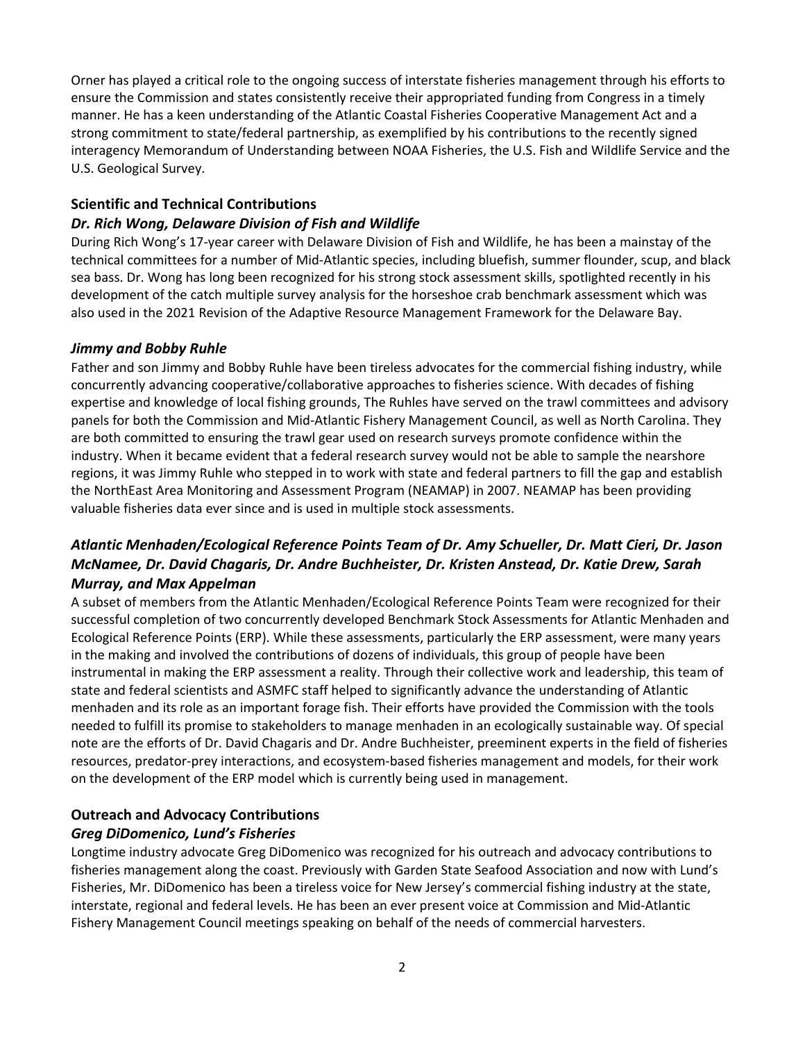Orner has played a critical role to the ongoing success of interstate fisheries management through his efforts to ensure the Commission and states consistently receive their appropriated funding from Congress in a timely manner. He has a keen understanding of the Atlantic Coastal Fisheries Cooperative Management Act and a strong commitment to state/federal partnership, as exemplified by his contributions to the recently signed interagency Memorandum of Understanding between NOAA Fisheries, the U.S. Fish and Wildlife Service and the U.S. Geological Survey.

**Scientific and Technical Contributions**

***Dr. Rich Wong, Delaware Division of Fish and Wildlife***

During Rich Wong's 17-year career with Delaware Division of Fish and Wildlife, he has been a mainstay of the technical committees for a number of Mid-Atlantic species, including bluefish, summer flounder, scup, and black sea bass. Dr. Wong has long been recognized for his strong stock assessment skills, spotlighted recently in his development of the catch multiple survey analysis for the horseshoe crab benchmark assessment which was also used in the 2021 Revision of the Adaptive Resource Management Framework for the Delaware Bay.

***Jimmy and Bobby Ruhle***

Father and son Jimmy and Bobby Ruhle have been tireless advocates for the commercial fishing industry, while concurrently advancing cooperative/collaborative approaches to fisheries science. With decades of fishing expertise and knowledge of local fishing grounds, The Ruhles have served on the trawl committees and advisory panels for both the Commission and Mid-Atlantic Fishery Management Council, as well as North Carolina. They are both committed to ensuring the trawl gear used on research surveys promote confidence within the industry. When it became evident that a federal research survey would not be able to sample the nearshore regions, it was Jimmy Ruhle who stepped in to work with state and federal partners to fill the gap and establish the NorthEast Area Monitoring and Assessment Program (NEAMAP) in 2007. NEAMAP has been providing valuable fisheries data ever since and is used in multiple stock assessments.

***Atlantic Menhaden/Ecological Reference Points Team of Dr. Amy Schueller, Dr. Matt Cieri, Dr. Jason McNamee, Dr. David Chagaris, Dr. Andre Buchheister, Dr. Kristen Anstead, Dr. Katie Drew, Sarah Murray, and Max Appelman***

A subset of members from the Atlantic Menhaden/Ecological Reference Points Team were recognized for their successful completion of two concurrently developed Benchmark Stock Assessments for Atlantic Menhaden and Ecological Reference Points (ERP). While these assessments, particularly the ERP assessment, were many years in the making and involved the contributions of dozens of individuals, this group of people have been instrumental in making the ERP assessment a reality. Through their collective work and leadership, this team of state and federal scientists and ASMFC staff helped to significantly advance the understanding of Atlantic menhaden and its role as an important forage fish. Their efforts have provided the Commission with the tools needed to fulfill its promise to stakeholders to manage menhaden in an ecologically sustainable way. Of special note are the efforts of Dr. David Chagaris and Dr. Andre Buchheister, preeminent experts in the field of fisheries resources, predator-prey interactions, and ecosystem-based fisheries management and models, for their work on the development of the ERP model which is currently being used in management.

**Outreach and Advocacy Contributions**

***Greg DiDomenico, Lund's Fisheries***

Longtime industry advocate Greg DiDomenico was recognized for his outreach and advocacy contributions to fisheries management along the coast. Previously with Garden State Seafood Association and now with Lund's Fisheries, Mr. DiDomenico has been a tireless voice for New Jersey's commercial fishing industry at the state, interstate, regional and federal levels. He has been an ever present voice at Commission and Mid-Atlantic Fishery Management Council meetings speaking on behalf of the needs of commercial harvesters.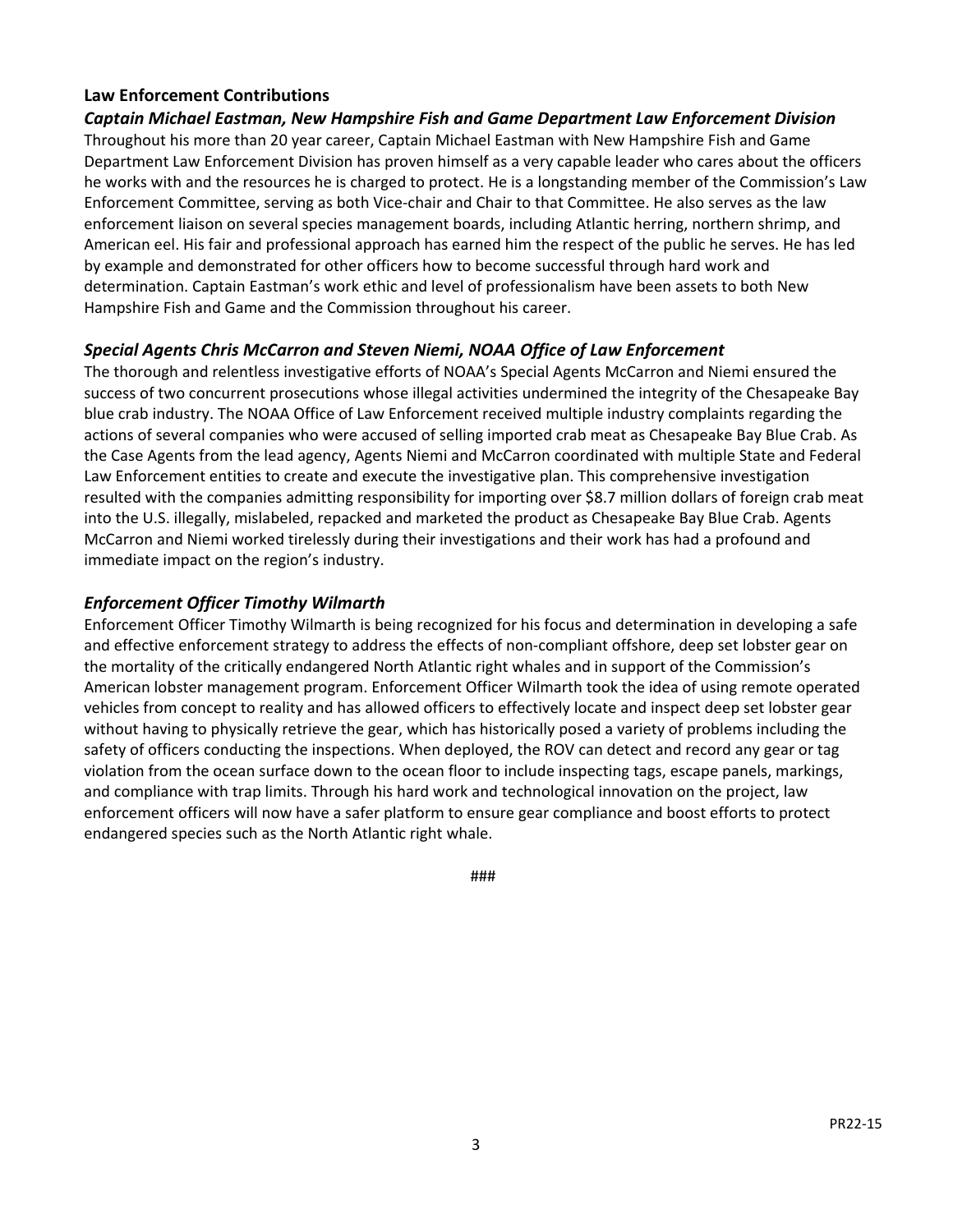**Law Enforcement Contributions**

***Captain Michael Eastman, New Hampshire Fish and Game Department Law Enforcement Division***

Throughout his more than 20 year career, Captain Michael Eastman with New Hampshire Fish and Game Department Law Enforcement Division has proven himself as a very capable leader who cares about the officers he works with and the resources he is charged to protect. He is a longstanding member of the Commission's Law Enforcement Committee, serving as both Vice-chair and Chair to that Committee. He also serves as the law enforcement liaison on several species management boards, including Atlantic herring, northern shrimp, and American eel. His fair and professional approach has earned him the respect of the public he serves. He has led by example and demonstrated for other officers how to become successful through hard work and determination. Captain Eastman's work ethic and level of professionalism have been assets to both New Hampshire Fish and Game and the Commission throughout his career.

***Special Agents Chris McCarron and Steven Niemi, NOAA Office of Law Enforcement***

The thorough and relentless investigative efforts of NOAA's Special Agents McCarron and Niemi ensured the success of two concurrent prosecutions whose illegal activities undermined the integrity of the Chesapeake Bay blue crab industry. The NOAA Office of Law Enforcement received multiple industry complaints regarding the actions of several companies who were accused of selling imported crab meat as Chesapeake Bay Blue Crab. As the Case Agents from the lead agency, Agents Niemi and McCarron coordinated with multiple State and Federal Law Enforcement entities to create and execute the investigative plan. This comprehensive investigation resulted with the companies admitting responsibility for importing over $8.7 million dollars of foreign crab meat into the U.S. illegally, mislabeled, repacked and marketed the product as Chesapeake Bay Blue Crab. Agents McCarron and Niemi worked tirelessly during their investigations and their work has had a profound and immediate impact on the region's industry.

***Enforcement Officer Timothy Wilmarth***

Enforcement Officer Timothy Wilmarth is being recognized for his focus and determination in developing a safe and effective enforcement strategy to address the effects of non-compliant offshore, deep set lobster gear on the mortality of the critically endangered North Atlantic right whales and in support of the Commission's American lobster management program. Enforcement Officer Wilmarth took the idea of using remote operated vehicles from concept to reality and has allowed officers to effectively locate and inspect deep set lobster gear without having to physically retrieve the gear, which has historically posed a variety of problems including the safety of officers conducting the inspections. When deployed, the ROV can detect and record any gear or tag violation from the ocean surface down to the ocean floor to include inspecting tags, escape panels, markings, and compliance with trap limits. Through his hard work and technological innovation on the project, law enforcement officers will now have a safer platform to ensure gear compliance and boost efforts to protect endangered species such as the North Atlantic right whale.

###

PR22-15